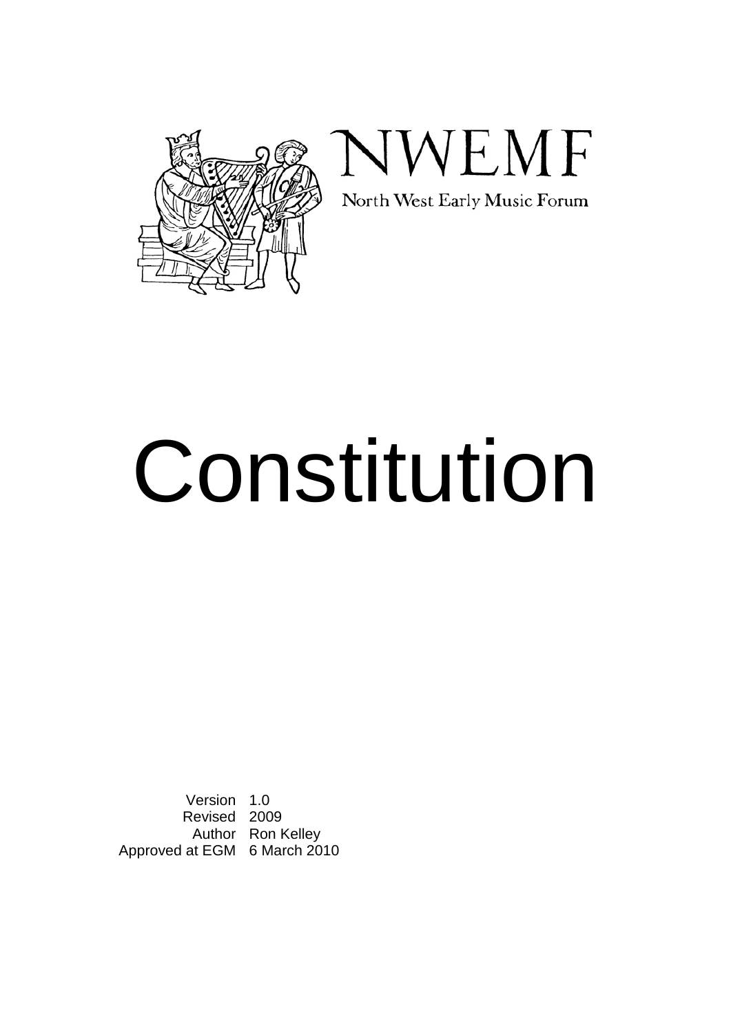NWEMF

North West Early Music Forum

# Constitution

| | |
|---|---|
| Version | 1.0 |
| Revised | 2009 |
| Author | Ron Kelley |
| Approved at EGM | 6 March 2010 |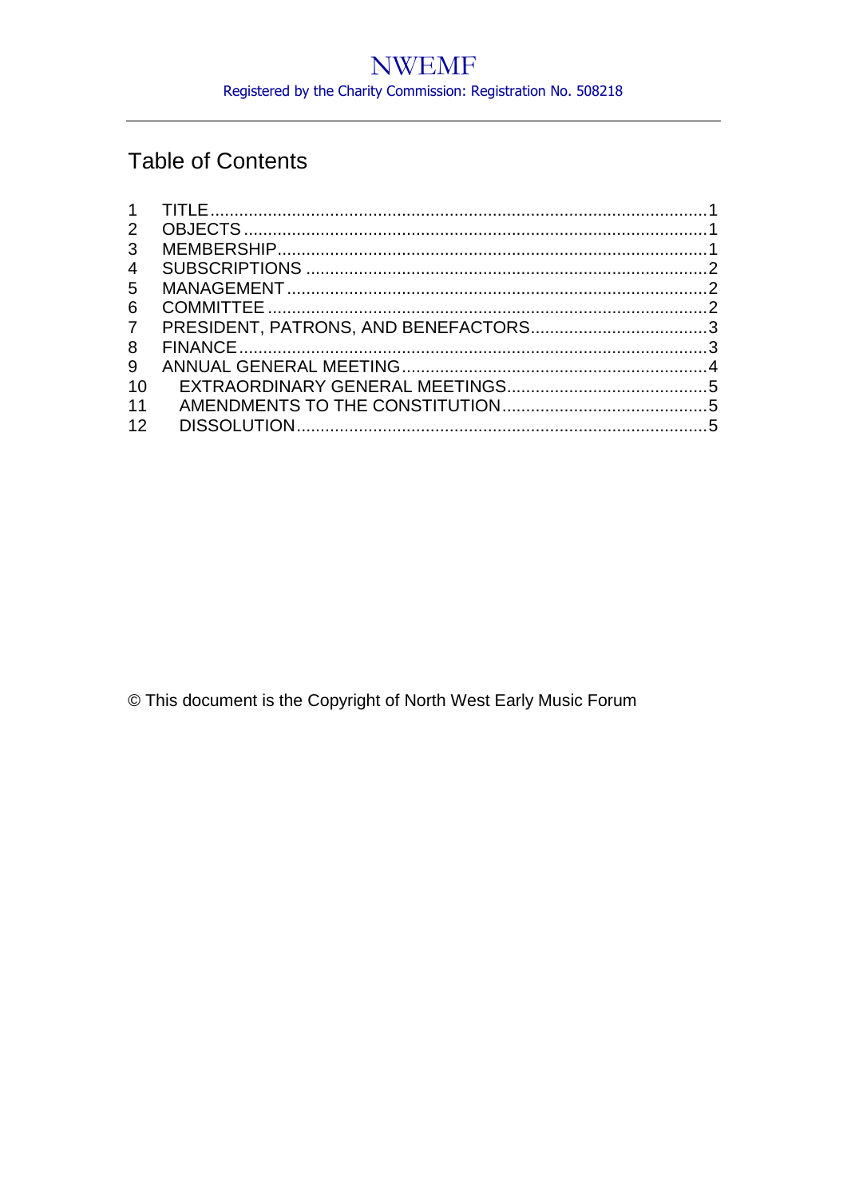# NWEMF

Registered by the Charity Commission: Registration No. 508218

## Table of Contents

| | | |
|---|---|---|
| 1 | TITLE | 1 |
| 2 | OBJECTS | 1 |
| 3 | MEMBERSHIP | 1 |
| 4 | SUBSCRIPTIONS | 2 |
| 5 | MANAGEMENT | 2 |
| 6 | COMMITTEE | 2 |
| 7 | PRESIDENT, PATRONS, AND BENEFACTORS | 3 |
| 8 | FINANCE | 3 |
| 9 | ANNUAL GENERAL MEETING | 4 |
| 10 | EXTRAORDINARY GENERAL MEETINGS | 5 |
| 11 | AMENDMENTS TO THE CONSTITUTION | 5 |
| 12 | DISSOLUTION | 5 |

© This document is the Copyright of North West Early Music Forum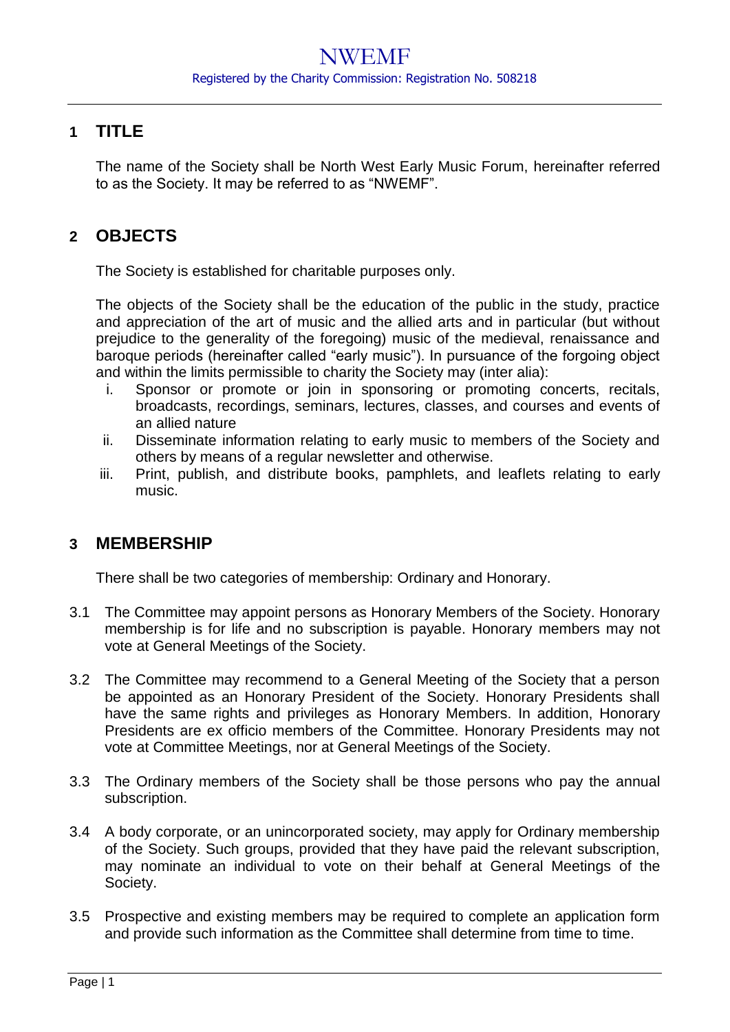## 1 TITLE

The name of the Society shall be North West Early Music Forum, hereinafter referred to as the Society. It may be referred to as "NWEMF".

## 2 OBJECTS

The Society is established for charitable purposes only.

The objects of the Society shall be the education of the public in the study, practice and appreciation of the art of music and the allied arts and in particular (but without prejudice to the generality of the foregoing) music of the medieval, renaissance and baroque periods (hereinafter called "early music"). In pursuance of the forgoing object and within the limits permissible to charity the Society may (inter alia):

i. Sponsor or promote or join in sponsoring or promoting concerts, recitals, broadcasts, recordings, seminars, lectures, classes, and courses and events of an allied nature
ii. Disseminate information relating to early music to members of the Society and others by means of a regular newsletter and otherwise.
iii. Print, publish, and distribute books, pamphlets, and leaflets relating to early music.

## 3 MEMBERSHIP

There shall be two categories of membership: Ordinary and Honorary.

3.1 The Committee may appoint persons as Honorary Members of the Society. Honorary membership is for life and no subscription is payable. Honorary members may not vote at General Meetings of the Society.

3.2 The Committee may recommend to a General Meeting of the Society that a person be appointed as an Honorary President of the Society. Honorary Presidents shall have the same rights and privileges as Honorary Members. In addition, Honorary Presidents are ex officio members of the Committee. Honorary Presidents may not vote at Committee Meetings, nor at General Meetings of the Society.

3.3 The Ordinary members of the Society shall be those persons who pay the annual subscription.

3.4 A body corporate, or an unincorporated society, may apply for Ordinary membership of the Society. Such groups, provided that they have paid the relevant subscription, may nominate an individual to vote on their behalf at General Meetings of the Society.

3.5 Prospective and existing members may be required to complete an application form and provide such information as the Committee shall determine from time to time.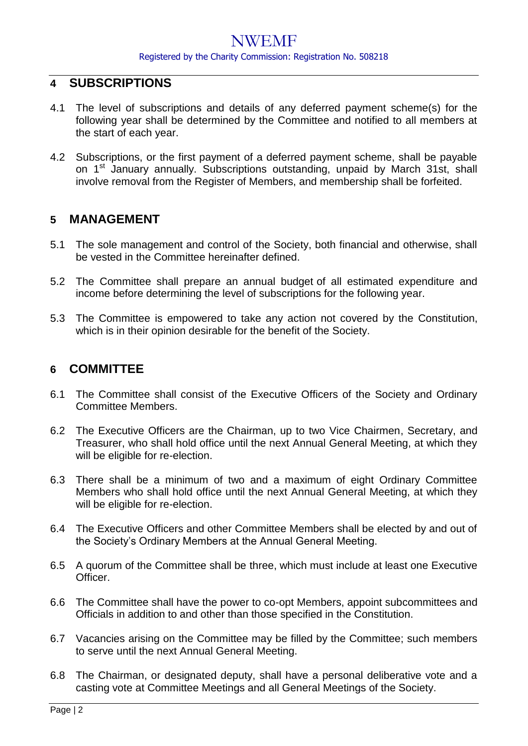## 4 SUBSCRIPTIONS

4.1 The level of subscriptions and details of any deferred payment scheme(s) for the following year shall be determined by the Committee and notified to all members at the start of each year.

4.2 Subscriptions, or the first payment of a deferred payment scheme, shall be payable on 1st January annually. Subscriptions outstanding, unpaid by March 31st, shall involve removal from the Register of Members, and membership shall be forfeited.

## 5 MANAGEMENT

5.1 The sole management and control of the Society, both financial and otherwise, shall be vested in the Committee hereinafter defined.

5.2 The Committee shall prepare an annual budget of all estimated expenditure and income before determining the level of subscriptions for the following year.

5.3 The Committee is empowered to take any action not covered by the Constitution, which is in their opinion desirable for the benefit of the Society.

## 6 COMMITTEE

6.1 The Committee shall consist of the Executive Officers of the Society and Ordinary Committee Members.

6.2 The Executive Officers are the Chairman, up to two Vice Chairmen, Secretary, and Treasurer, who shall hold office until the next Annual General Meeting, at which they will be eligible for re-election.

6.3 There shall be a minimum of two and a maximum of eight Ordinary Committee Members who shall hold office until the next Annual General Meeting, at which they will be eligible for re-election.

6.4 The Executive Officers and other Committee Members shall be elected by and out of the Society's Ordinary Members at the Annual General Meeting.

6.5 A quorum of the Committee shall be three, which must include at least one Executive Officer.

6.6 The Committee shall have the power to co-opt Members, appoint subcommittees and Officials in addition to and other than those specified in the Constitution.

6.7 Vacancies arising on the Committee may be filled by the Committee; such members to serve until the next Annual General Meeting.

6.8 The Chairman, or designated deputy, shall have a personal deliberative vote and a casting vote at Committee Meetings and all General Meetings of the Society.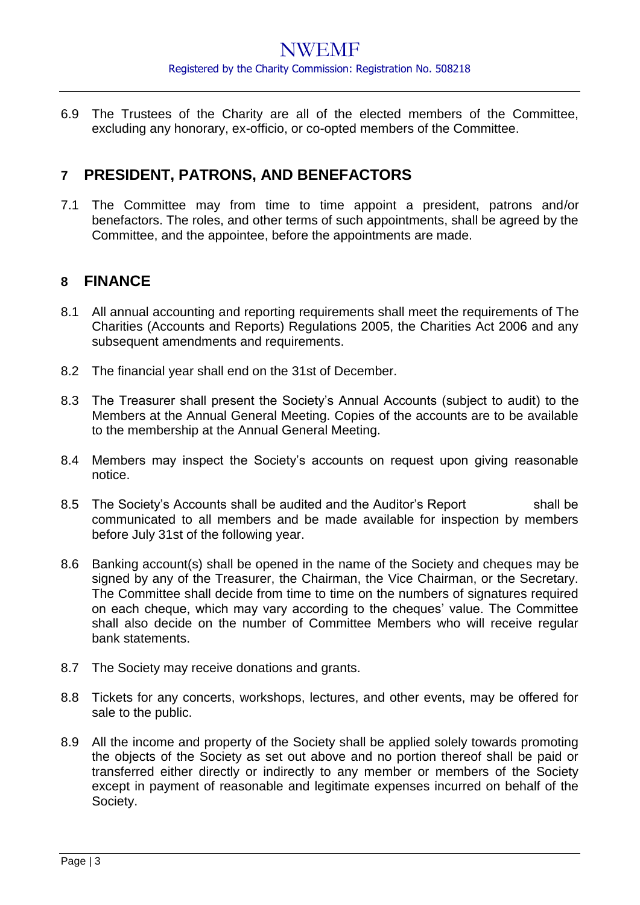6.9 The Trustees of the Charity are all of the elected members of the Committee, excluding any honorary, ex-officio, or co-opted members of the Committee.

## 7 PRESIDENT, PATRONS, AND BENEFACTORS

7.1 The Committee may from time to time appoint a president, patrons and/or benefactors. The roles, and other terms of such appointments, shall be agreed by the Committee, and the appointee, before the appointments are made.

## 8 FINANCE

8.1 All annual accounting and reporting requirements shall meet the requirements of The Charities (Accounts and Reports) Regulations 2005, the Charities Act 2006 and any subsequent amendments and requirements.

8.2 The financial year shall end on the 31st of December.

8.3 The Treasurer shall present the Society's Annual Accounts (subject to audit) to the Members at the Annual General Meeting. Copies of the accounts are to be available to the membership at the Annual General Meeting.

8.4 Members may inspect the Society's accounts on request upon giving reasonable notice.

8.5 The Society's Accounts shall be audited and the Auditor's Report shall be communicated to all members and be made available for inspection by members before July 31st of the following year.

8.6 Banking account(s) shall be opened in the name of the Society and cheques may be signed by any of the Treasurer, the Chairman, the Vice Chairman, or the Secretary. The Committee shall decide from time to time on the numbers of signatures required on each cheque, which may vary according to the cheques' value. The Committee shall also decide on the number of Committee Members who will receive regular bank statements.

8.7 The Society may receive donations and grants.

8.8 Tickets for any concerts, workshops, lectures, and other events, may be offered for sale to the public.

8.9 All the income and property of the Society shall be applied solely towards promoting the objects of the Society as set out above and no portion thereof shall be paid or transferred either directly or indirectly to any member or members of the Society except in payment of reasonable and legitimate expenses incurred on behalf of the Society.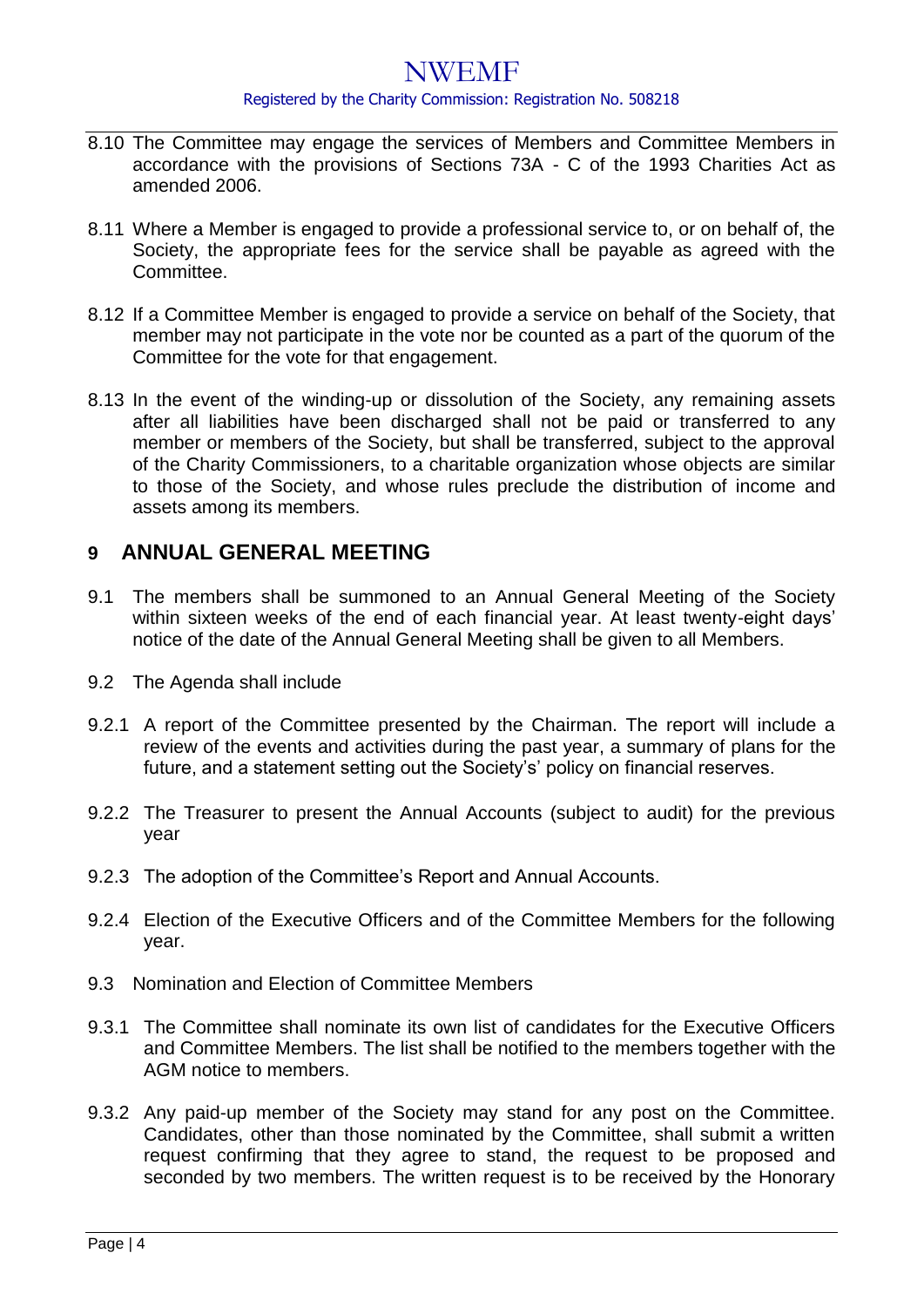8.10 The Committee may engage the services of Members and Committee Members in accordance with the provisions of Sections 73A - C of the 1993 Charities Act as amended 2006.

8.11 Where a Member is engaged to provide a professional service to, or on behalf of, the Society, the appropriate fees for the service shall be payable as agreed with the Committee.

8.12 If a Committee Member is engaged to provide a service on behalf of the Society, that member may not participate in the vote nor be counted as a part of the quorum of the Committee for the vote for that engagement.

8.13 In the event of the winding-up or dissolution of the Society, any remaining assets after all liabilities have been discharged shall not be paid or transferred to any member or members of the Society, but shall be transferred, subject to the approval of the Charity Commissioners, to a charitable organization whose objects are similar to those of the Society, and whose rules preclude the distribution of income and assets among its members.

## 9 ANNUAL GENERAL MEETING

9.1 The members shall be summoned to an Annual General Meeting of the Society within sixteen weeks of the end of each financial year. At least twenty-eight days' notice of the date of the Annual General Meeting shall be given to all Members.

9.2 The Agenda shall include

9.2.1 A report of the Committee presented by the Chairman. The report will include a review of the events and activities during the past year, a summary of plans for the future, and a statement setting out the Society's' policy on financial reserves.

9.2.2 The Treasurer to present the Annual Accounts (subject to audit) for the previous year

9.2.3 The adoption of the Committee's Report and Annual Accounts.

9.2.4 Election of the Executive Officers and of the Committee Members for the following year.

9.3 Nomination and Election of Committee Members

9.3.1 The Committee shall nominate its own list of candidates for the Executive Officers and Committee Members. The list shall be notified to the members together with the AGM notice to members.

9.3.2 Any paid-up member of the Society may stand for any post on the Committee. Candidates, other than those nominated by the Committee, shall submit a written request confirming that they agree to stand, the request to be proposed and seconded by two members. The written request is to be received by the Honorary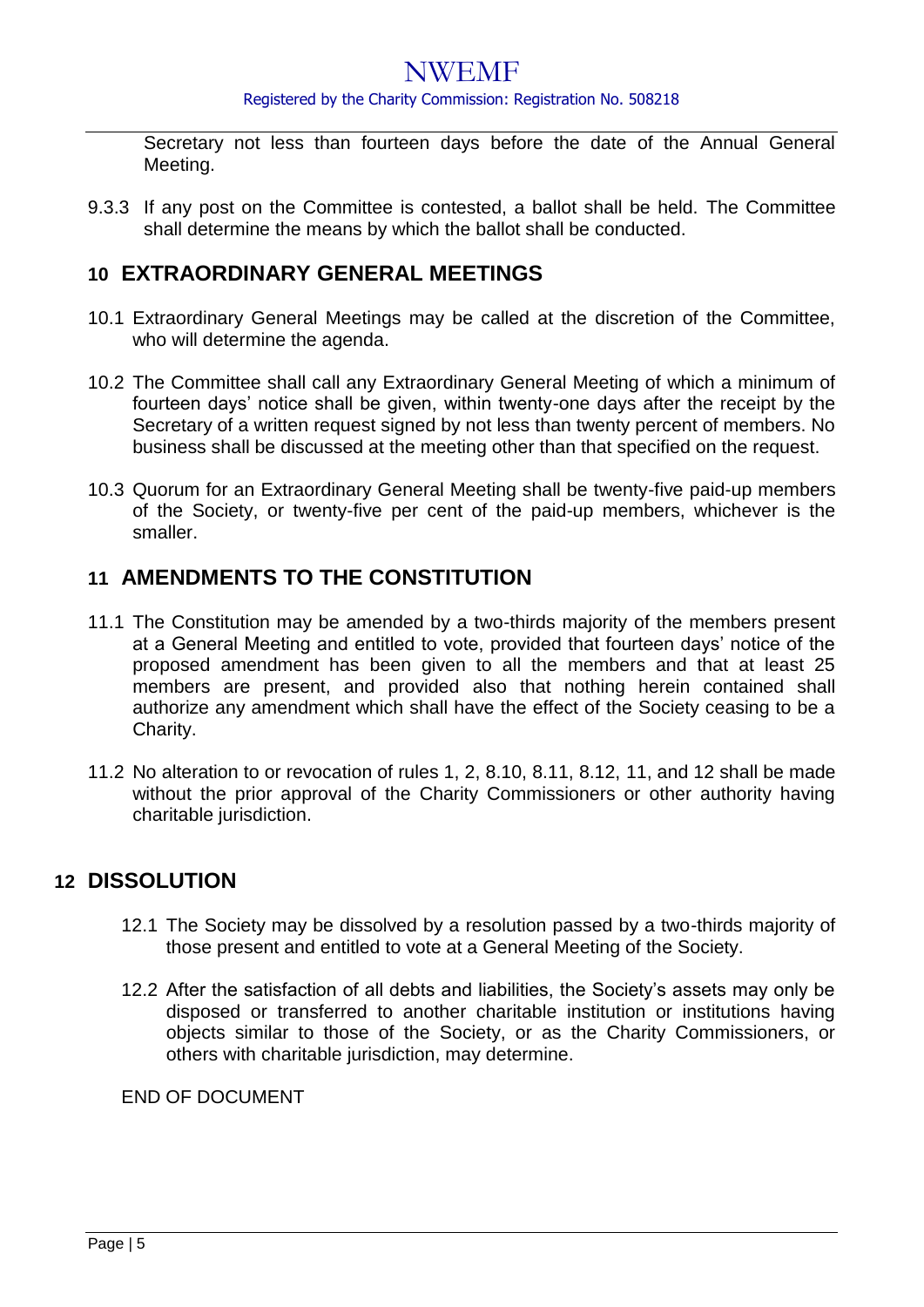Secretary not less than fourteen days before the date of the Annual General Meeting.

9.3.3 If any post on the Committee is contested, a ballot shall be held. The Committee shall determine the means by which the ballot shall be conducted.

## 10 EXTRAORDINARY GENERAL MEETINGS

10.1 Extraordinary General Meetings may be called at the discretion of the Committee, who will determine the agenda.

10.2 The Committee shall call any Extraordinary General Meeting of which a minimum of fourteen days' notice shall be given, within twenty-one days after the receipt by the Secretary of a written request signed by not less than twenty percent of members. No business shall be discussed at the meeting other than that specified on the request.

10.3 Quorum for an Extraordinary General Meeting shall be twenty-five paid-up members of the Society, or twenty-five per cent of the paid-up members, whichever is the smaller.

## 11 AMENDMENTS TO THE CONSTITUTION

11.1 The Constitution may be amended by a two-thirds majority of the members present at a General Meeting and entitled to vote, provided that fourteen days' notice of the proposed amendment has been given to all the members and that at least 25 members are present, and provided also that nothing herein contained shall authorize any amendment which shall have the effect of the Society ceasing to be a Charity.

11.2 No alteration to or revocation of rules 1, 2, 8.10, 8.11, 8.12, 11, and 12 shall be made without the prior approval of the Charity Commissioners or other authority having charitable jurisdiction.

## 12 DISSOLUTION

12.1 The Society may be dissolved by a resolution passed by a two-thirds majority of those present and entitled to vote at a General Meeting of the Society.

12.2 After the satisfaction of all debts and liabilities, the Society's assets may only be disposed or transferred to another charitable institution or institutions having objects similar to those of the Society, or as the Charity Commissioners, or others with charitable jurisdiction, may determine.

END OF DOCUMENT